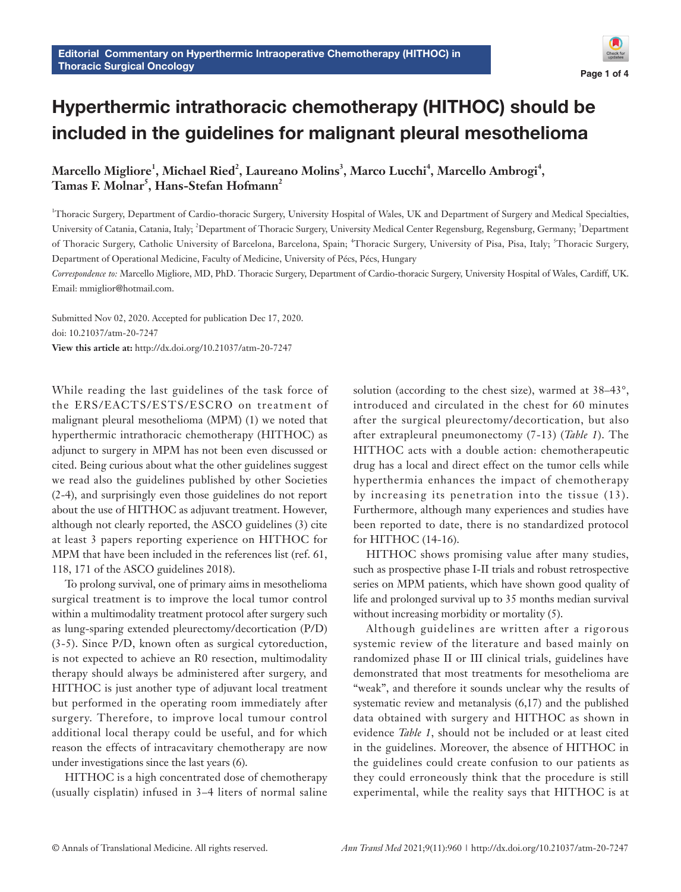Editorial Commentary on Hyperthermic Intraoperative Chemotherapy (HITHOC) in Thoracic Surgical Oncology

# Hyperthermic intrathoracic chemotherapy (HITHOC) should be included in the guidelines for malignant pleural mesothelioma

**Marcello Migliore[1], Michael Ried[2], Laureano Molins[3], Marco Lucchi[4], Marcello Ambrogi[4], Tamas F. Molnar[5], Hans-Stefan Hofmann[2]**

[1]Thoracic Surgery, Department of Cardio-thoracic Surgery, University Hospital of Wales, UK and Department of Surgery and Medical Specialties, University of Catania, Catania, Italy; [2]Department of Thoracic Surgery, University Medical Center Regensburg, Regensburg, Germany; [3]Department of Thoracic Surgery, Catholic University of Barcelona, Barcelona, Spain; [4]Thoracic Surgery, University of Pisa, Pisa, Italy; [5]Thoracic Surgery, Department of Operational Medicine, Faculty of Medicine, University of Pécs, Pécs, Hungary

*Correspondence to:* Marcello Migliore, MD, PhD. Thoracic Surgery, Department of Cardio-thoracic Surgery, University Hospital of Wales, Cardiff, UK. Email: mmiglior@hotmail.com.

Submitted Nov 02, 2020. Accepted for publication Dec 17, 2020.
doi: 10.21037/atm-20-7247
**View this article at:** http://dx.doi.org/10.21037/atm-20-7247

While reading the last guidelines of the task force of the ERS/EACTS/ESTS/ESCRO on treatment of malignant pleural mesothelioma (MPM) (1) we noted that hyperthermic intrathoracic chemotherapy (HITHOC) as adjunct to surgery in MPM has not been even discussed or cited. Being curious about what the other guidelines suggest we read also the guidelines published by other Societies (2-4), and surprisingly even those guidelines do not report about the use of HITHOC as adjuvant treatment. However, although not clearly reported, the ASCO guidelines (3) cite at least 3 papers reporting experience on HITHOC for MPM that have been included in the references list (ref. 61, 118, 171 of the ASCO guidelines 2018).

To prolong survival, one of primary aims in mesothelioma surgical treatment is to improve the local tumor control within a multimodality treatment protocol after surgery such as lung-sparing extended pleurectomy/decortication (P/D) (3-5). Since P/D, known often as surgical cytoreduction, is not expected to achieve an R0 resection, multimodality therapy should always be administered after surgery, and HITHOC is just another type of adjuvant local treatment but performed in the operating room immediately after surgery. Therefore, to improve local tumour control additional local therapy could be useful, and for which reason the effects of intracavitary chemotherapy are now under investigations since the last years (6).

HITHOC is a high concentrated dose of chemotherapy (usually cisplatin) infused in 3–4 liters of normal saline solution (according to the chest size), warmed at 38–43°, introduced and circulated in the chest for 60 minutes after the surgical pleurectomy/decortication, but also after extrapleural pneumonectomy (7-13) (*Table 1*). The HITHOC acts with a double action: chemotherapeutic drug has a local and direct effect on the tumor cells while hyperthermia enhances the impact of chemotherapy by increasing its penetration into the tissue (13). Furthermore, although many experiences and studies have been reported to date, there is no standardized protocol for HITHOC (14-16).

HITHOC shows promising value after many studies, such as prospective phase I-II trials and robust retrospective series on MPM patients, which have shown good quality of life and prolonged survival up to 35 months median survival without increasing morbidity or mortality (5).

Although guidelines are written after a rigorous systemic review of the literature and based mainly on randomized phase II or III clinical trials, guidelines have demonstrated that most treatments for mesothelioma are "weak", and therefore it sounds unclear why the results of systematic review and metanalysis (6,17) and the published data obtained with surgery and HITHOC as shown in evidence *Table 1*, should not be included or at least cited in the guidelines. Moreover, the absence of HITHOC in the guidelines could create confusion to our patients as they could erroneously think that the procedure is still experimental, while the reality says that HITHOC is at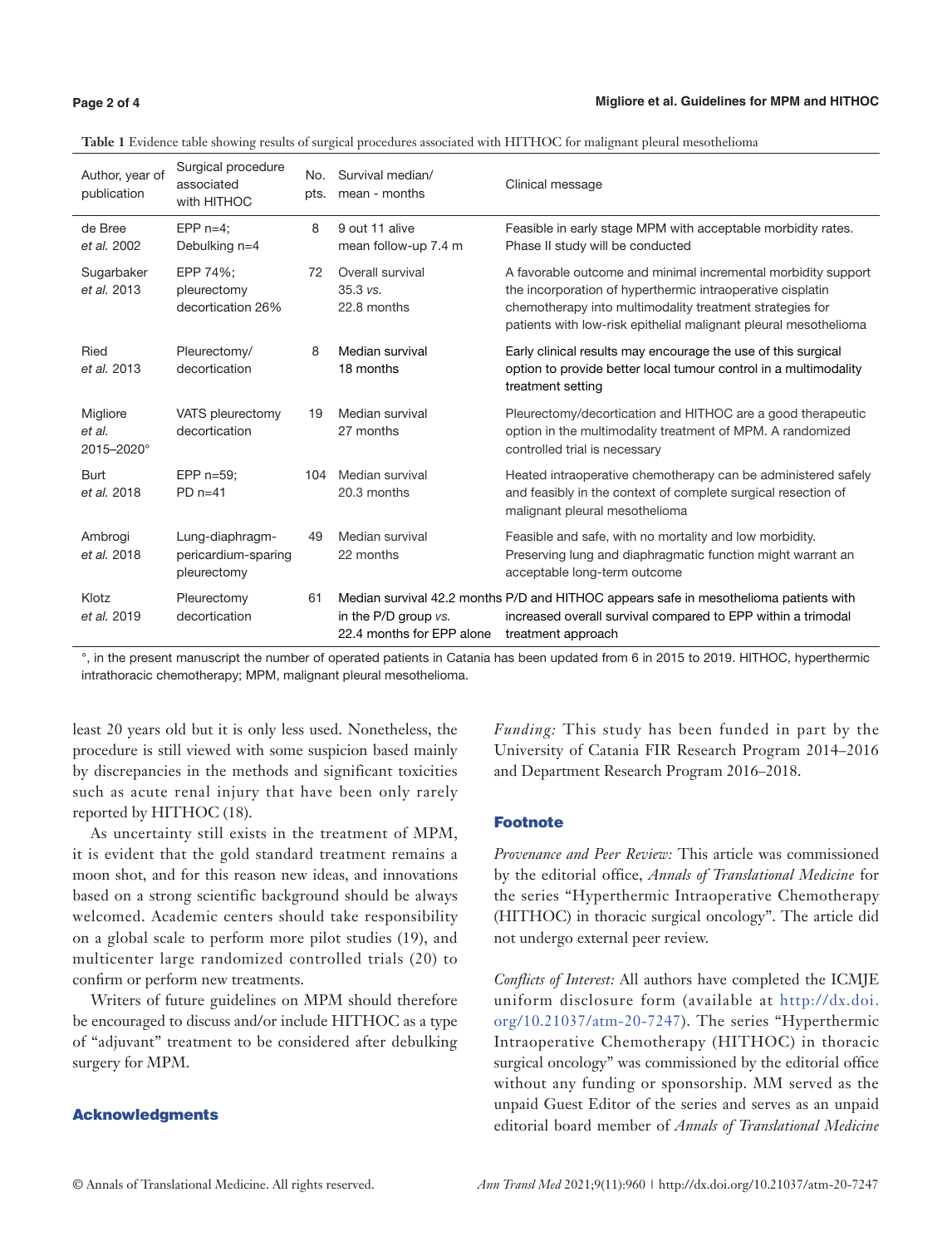**Table 1** Evidence table showing results of surgical procedures associated with HITHOC for malignant pleural mesothelioma

| Author, year of publication | Surgical procedure associated with HITHOC | No. pts. | Survival median/ mean - months | Clinical message |
|---|---|---|---|---|
| de Bree *et al.* 2002 | EPP n=4; Debulking n=4 | 8 | 9 out 11 alive mean follow-up 7.4 m | Feasible in early stage MPM with acceptable morbidity rates. Phase II study will be conducted |
| Sugarbaker *et al.* 2013 | EPP 74%; pleurectomy decortication 26% | 72 | Overall survival 35.3 *vs.* 22.8 months | A favorable outcome and minimal incremental morbidity support the incorporation of hyperthermic intraoperative cisplatin chemotherapy into multimodality treatment strategies for patients with low-risk epithelial malignant pleural mesothelioma |
| Ried *et al.* 2013 | Pleurectomy/ decortication | 8 | Median survival 18 months | Early clinical results may encourage the use of this surgical option to provide better local tumour control in a multimodality treatment setting |
| Migliore *et al.* 2015–2020° | VATS pleurectomy decortication | 19 | Median survival 27 months | Pleurectomy/decortication and HITHOC are a good therapeutic option in the multimodality treatment of MPM. A randomized controlled trial is necessary |
| Burt *et al.* 2018 | EPP n=59; PD n=41 | 104 | Median survival 20.3 months | Heated intraoperative chemotherapy can be administered safely and feasibly in the context of complete surgical resection of malignant pleural mesothelioma |
| Ambrogi *et al.* 2018 | Lung-diaphragm-pericardium-sparing pleurectomy | 49 | Median survival 22 months | Feasible and safe, with no mortality and low morbidity. Preserving lung and diaphragmatic function might warrant an acceptable long-term outcome |
| Klotz *et al.* 2019 | Pleurectomy decortication | 61 | Median survival 42.2 months in the P/D group *vs.* 22.4 months for EPP alone | P/D and HITHOC appears safe in mesothelioma patients with increased overall survival compared to EPP within a trimodal treatment approach |

°, in the present manuscript the number of operated patients in Catania has been updated from 6 in 2015 to 2019. HITHOC, hyperthermic intrathoracic chemotherapy; MPM, malignant pleural mesothelioma.

least 20 years old but it is only less used. Nonetheless, the procedure is still viewed with some suspicion based mainly by discrepancies in the methods and significant toxicities such as acute renal injury that have been only rarely reported by HITHOC (18).

As uncertainty still exists in the treatment of MPM, it is evident that the gold standard treatment remains a moon shot, and for this reason new ideas, and innovations based on a strong scientific background should be always welcomed. Academic centers should take responsibility on a global scale to perform more pilot studies (19), and multicenter large randomized controlled trials (20) to confirm or perform new treatments.

Writers of future guidelines on MPM should therefore be encouraged to discuss and/or include HITHOC as a type of "adjuvant" treatment to be considered after debulking surgery for MPM.

## Acknowledgments

*Funding:* This study has been funded in part by the University of Catania FIR Research Program 2014–2016 and Department Research Program 2016–2018.

## Footnote

*Provenance and Peer Review:* This article was commissioned by the editorial office, *Annals of Translational Medicine* for the series "Hyperthermic Intraoperative Chemotherapy (HITHOC) in thoracic surgical oncology". The article did not undergo external peer review.

*Conflicts of Interest:* All authors have completed the ICMJE uniform disclosure form (available at http://dx.doi.org/10.21037/atm-20-7247). The series "Hyperthermic Intraoperative Chemotherapy (HITHOC) in thoracic surgical oncology" was commissioned by the editorial office without any funding or sponsorship. MM served as the unpaid Guest Editor of the series and serves as an unpaid editorial board member of *Annals of Translational Medicine*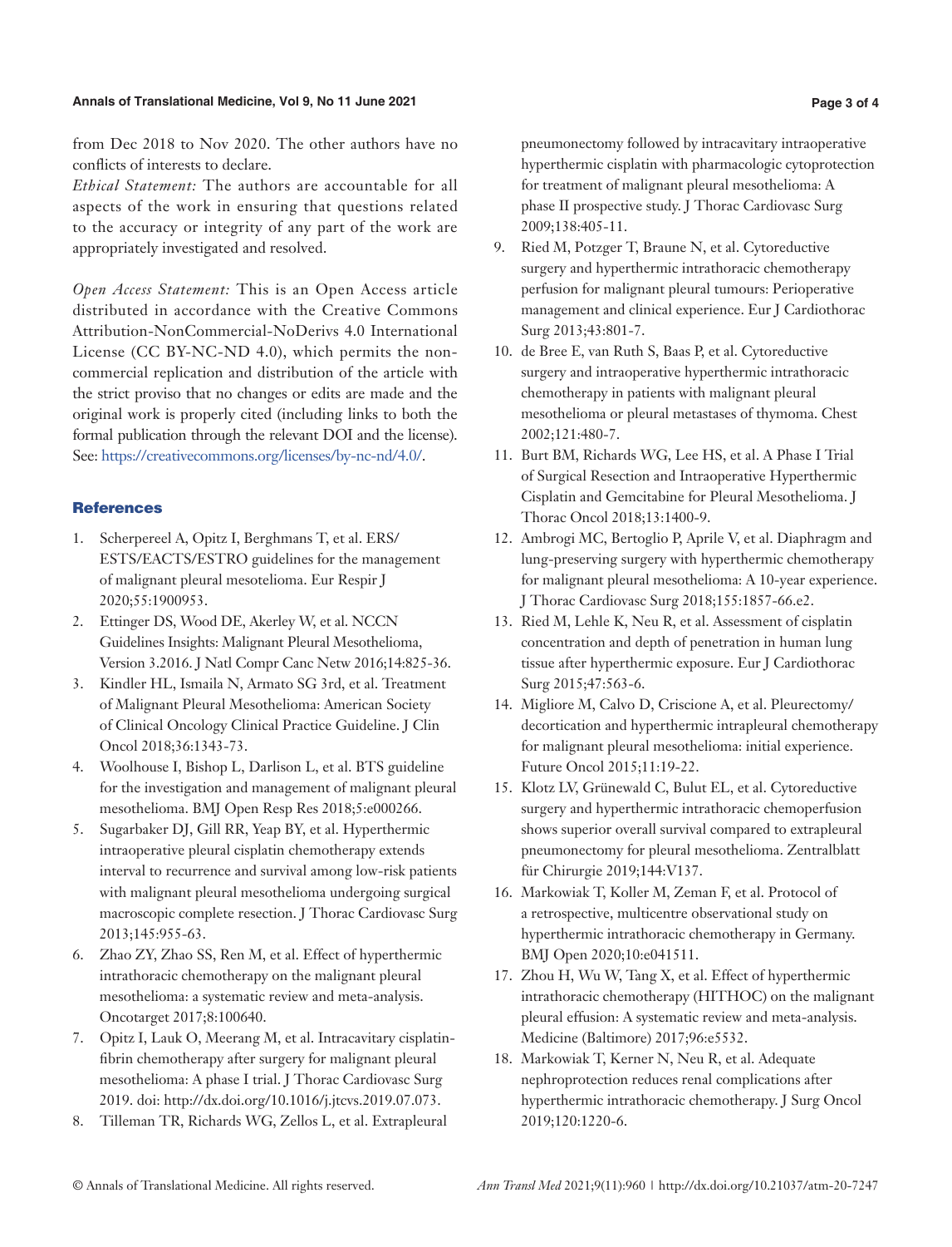from Dec 2018 to Nov 2020. The other authors have no conflicts of interests to declare.

*Ethical Statement:* The authors are accountable for all aspects of the work in ensuring that questions related to the accuracy or integrity of any part of the work are appropriately investigated and resolved.

*Open Access Statement:* This is an Open Access article distributed in accordance with the Creative Commons Attribution-NonCommercial-NoDerivs 4.0 International License (CC BY-NC-ND 4.0), which permits the non-commercial replication and distribution of the article with the strict proviso that no changes or edits are made and the original work is properly cited (including links to both the formal publication through the relevant DOI and the license). See: https://creativecommons.org/licenses/by-nc-nd/4.0/.

## References

1. Scherpereel A, Opitz I, Berghmans T, et al. ERS/ESTS/EACTS/ESTRO guidelines for the management of malignant pleural mesotelioma. Eur Respir J 2020;55:1900953.
2. Ettinger DS, Wood DE, Akerley W, et al. NCCN Guidelines Insights: Malignant Pleural Mesothelioma, Version 3.2016. J Natl Compr Canc Netw 2016;14:825-36.
3. Kindler HL, Ismaila N, Armato SG 3rd, et al. Treatment of Malignant Pleural Mesothelioma: American Society of Clinical Oncology Clinical Practice Guideline. J Clin Oncol 2018;36:1343-73.
4. Woolhouse I, Bishop L, Darlison L, et al. BTS guideline for the investigation and management of malignant pleural mesothelioma. BMJ Open Resp Res 2018;5:e000266.
5. Sugarbaker DJ, Gill RR, Yeap BY, et al. Hyperthermic intraoperative pleural cisplatin chemotherapy extends interval to recurrence and survival among low-risk patients with malignant pleural mesothelioma undergoing surgical macroscopic complete resection. J Thorac Cardiovasc Surg 2013;145:955-63.
6. Zhao ZY, Zhao SS, Ren M, et al. Effect of hyperthermic intrathoracic chemotherapy on the malignant pleural mesothelioma: a systematic review and meta-analysis. Oncotarget 2017;8:100640.
7. Opitz I, Lauk O, Meerang M, et al. Intracavitary cisplatin-fibrin chemotherapy after surgery for malignant pleural mesothelioma: A phase I trial. J Thorac Cardiovasc Surg 2019. doi: http://dx.doi.org/10.1016/j.jtcvs.2019.07.073.
8. Tilleman TR, Richards WG, Zellos L, et al. Extrapleural pneumonectomy followed by intracavitary intraoperative hyperthermic cisplatin with pharmacologic cytoprotection for treatment of malignant pleural mesothelioma: A phase II prospective study. J Thorac Cardiovasc Surg 2009;138:405-11.
9. Ried M, Potzger T, Braune N, et al. Cytoreductive surgery and hyperthermic intrathoracic chemotherapy perfusion for malignant pleural tumours: Perioperative management and clinical experience. Eur J Cardiothorac Surg 2013;43:801-7.
10. de Bree E, van Ruth S, Baas P, et al. Cytoreductive surgery and intraoperative hyperthermic intrathoracic chemotherapy in patients with malignant pleural mesothelioma or pleural metastases of thymoma. Chest 2002;121:480-7.
11. Burt BM, Richards WG, Lee HS, et al. A Phase I Trial of Surgical Resection and Intraoperative Hyperthermic Cisplatin and Gemcitabine for Pleural Mesothelioma. J Thorac Oncol 2018;13:1400-9.
12. Ambrogi MC, Bertoglio P, Aprile V, et al. Diaphragm and lung-preserving surgery with hyperthermic chemotherapy for malignant pleural mesothelioma: A 10-year experience. J Thorac Cardiovasc Surg 2018;155:1857-66.e2.
13. Ried M, Lehle K, Neu R, et al. Assessment of cisplatin concentration and depth of penetration in human lung tissue after hyperthermic exposure. Eur J Cardiothorac Surg 2015;47:563-6.
14. Migliore M, Calvo D, Criscione A, et al. Pleurectomy/decortication and hyperthermic intrapleural chemotherapy for malignant pleural mesothelioma: initial experience. Future Oncol 2015;11:19-22.
15. Klotz LV, Grünewald C, Bulut EL, et al. Cytoreductive surgery and hyperthermic intrathoracic chemoperfusion shows superior overall survival compared to extrapleural pneumonectomy for pleural mesothelioma. Zentralblatt für Chirurgie 2019;144:V137.
16. Markowiak T, Koller M, Zeman F, et al. Protocol of a retrospective, multicentre observational study on hyperthermic intrathoracic chemotherapy in Germany. BMJ Open 2020;10:e041511.
17. Zhou H, Wu W, Tang X, et al. Effect of hyperthermic intrathoracic chemotherapy (HITHOC) on the malignant pleural effusion: A systematic review and meta-analysis. Medicine (Baltimore) 2017;96:e5532.
18. Markowiak T, Kerner N, Neu R, et al. Adequate nephroprotection reduces renal complications after hyperthermic intrathoracic chemotherapy. J Surg Oncol 2019;120:1220-6.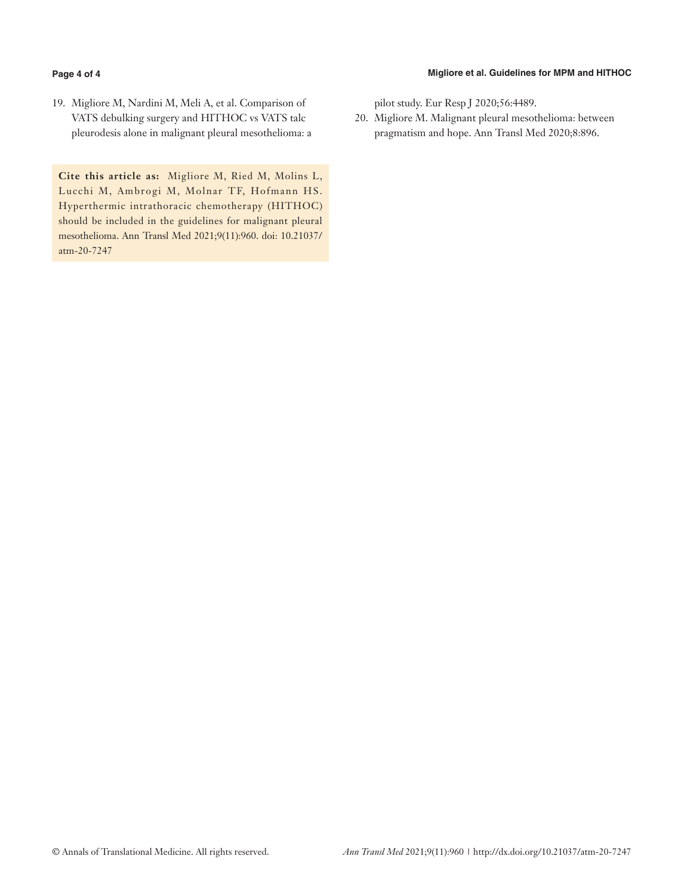19. Migliore M, Nardini M, Meli A, et al. Comparison of VATS debulking surgery and HITHOC vs VATS talc pleurodesis alone in malignant pleural mesothelioma: a pilot study. Eur Resp J 2020;56:4489.
20. Migliore M. Malignant pleural mesothelioma: between pragmatism and hope. Ann Transl Med 2020;8:896.

**Cite this article as:** Migliore M, Ried M, Molins L, Lucchi M, Ambrogi M, Molnar TF, Hofmann HS. Hyperthermic intrathoracic chemotherapy (HITHOC) should be included in the guidelines for malignant pleural mesothelioma. Ann Transl Med 2021;9(11):960. doi: 10.21037/atm-20-7247